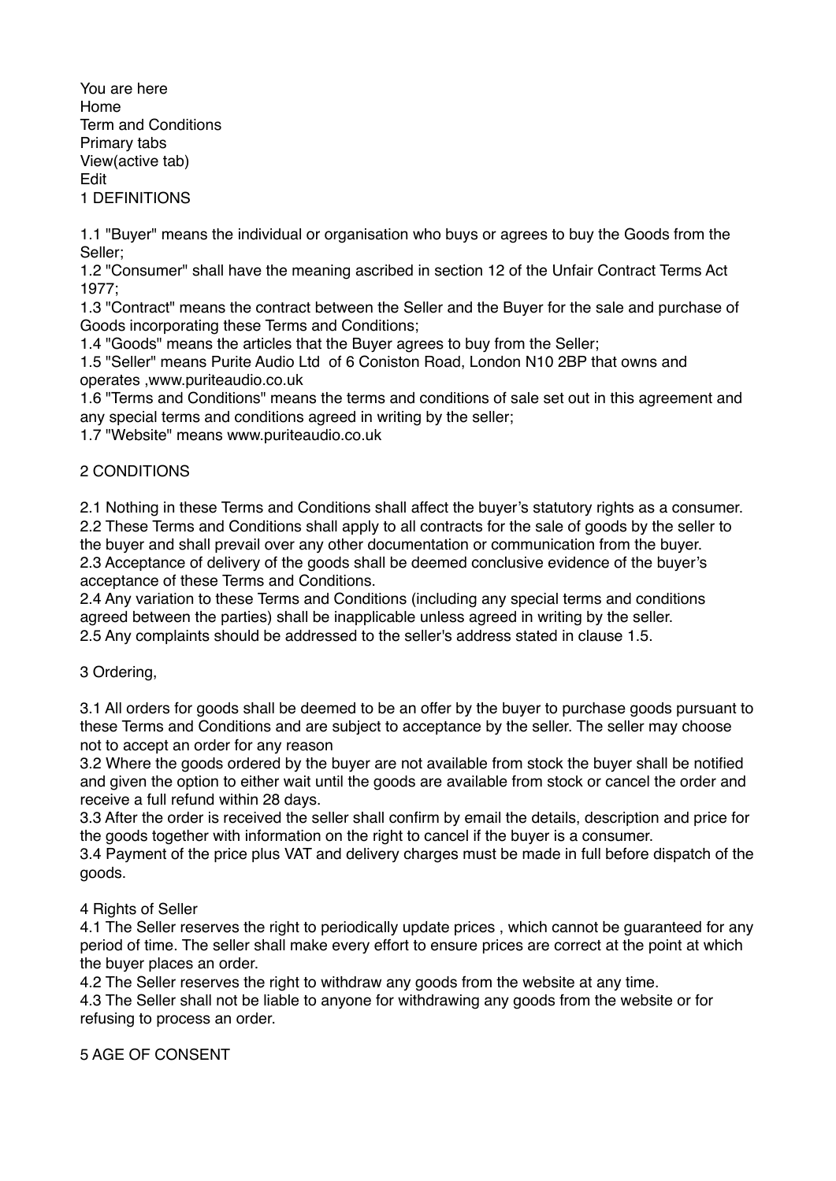You are here
Home
Term and Conditions
Primary tabs
View(active tab)
Edit

## 1 DEFINITIONS

1.1 "Buyer" means the individual or organisation who buys or agrees to buy the Goods from the Seller;
1.2 "Consumer" shall have the meaning ascribed in section 12 of the Unfair Contract Terms Act 1977;
1.3 "Contract" means the contract between the Seller and the Buyer for the sale and purchase of Goods incorporating these Terms and Conditions;
1.4 "Goods" means the articles that the Buyer agrees to buy from the Seller;
1.5 "Seller" means Purite Audio Ltd of 6 Coniston Road, London N10 2BP that owns and operates ,www.puriteaudio.co.uk
1.6 "Terms and Conditions" means the terms and conditions of sale set out in this agreement and any special terms and conditions agreed in writing by the seller;
1.7 "Website" means www.puriteaudio.co.uk

## 2 CONDITIONS

2.1 Nothing in these Terms and Conditions shall affect the buyer's statutory rights as a consumer.
2.2 These Terms and Conditions shall apply to all contracts for the sale of goods by the seller to the buyer and shall prevail over any other documentation or communication from the buyer.
2.3 Acceptance of delivery of the goods shall be deemed conclusive evidence of the buyer's acceptance of these Terms and Conditions.
2.4 Any variation to these Terms and Conditions (including any special terms and conditions agreed between the parties) shall be inapplicable unless agreed in writing by the seller.
2.5 Any complaints should be addressed to the seller's address stated in clause 1.5.

## 3 Ordering,

3.1 All orders for goods shall be deemed to be an offer by the buyer to purchase goods pursuant to these Terms and Conditions and are subject to acceptance by the seller. The seller may choose not to accept an order for any reason
3.2 Where the goods ordered by the buyer are not available from stock the buyer shall be notified and given the option to either wait until the goods are available from stock or cancel the order and receive a full refund within 28 days.
3.3 After the order is received the seller shall confirm by email the details, description and price for the goods together with information on the right to cancel if the buyer is a consumer.
3.4 Payment of the price plus VAT and delivery charges must be made in full before dispatch of the goods.

## 4 Rights of Seller

4.1 The Seller reserves the right to periodically update prices , which cannot be guaranteed for any period of time. The seller shall make every effort to ensure prices are correct at the point at which the buyer places an order.
4.2 The Seller reserves the right to withdraw any goods from the website at any time.
4.3 The Seller shall not be liable to anyone for withdrawing any goods from the website or for refusing to process an order.

## 5 AGE OF CONSENT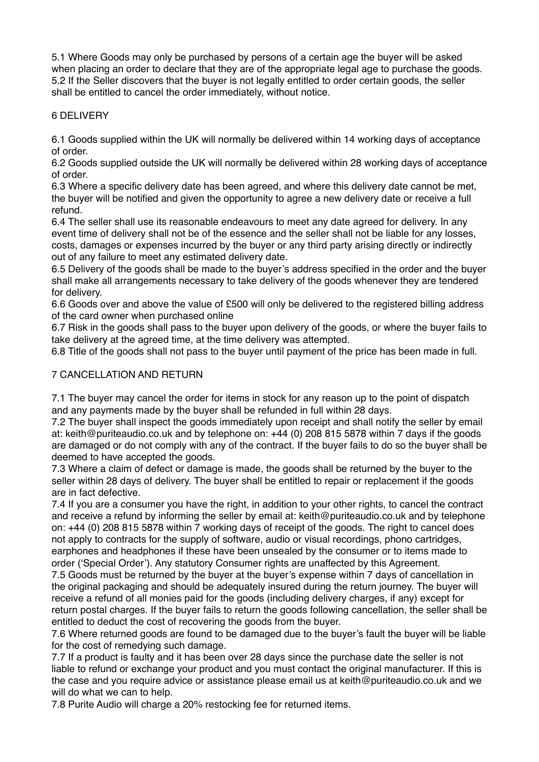5.1 Where Goods may only be purchased by persons of a certain age the buyer will be asked when placing an order to declare that they are of the appropriate legal age to purchase the goods.
5.2 If the Seller discovers that the buyer is not legally entitled to order certain goods, the seller shall be entitled to cancel the order immediately, without notice.

## 6 DELIVERY

6.1 Goods supplied within the UK will normally be delivered within 14 working days of acceptance of order.
6.2 Goods supplied outside the UK will normally be delivered within 28 working days of acceptance of order.
6.3 Where a specific delivery date has been agreed, and where this delivery date cannot be met, the buyer will be notified and given the opportunity to agree a new delivery date or receive a full refund.
6.4 The seller shall use its reasonable endeavours to meet any date agreed for delivery. In any event time of delivery shall not be of the essence and the seller shall not be liable for any losses, costs, damages or expenses incurred by the buyer or any third party arising directly or indirectly out of any failure to meet any estimated delivery date.
6.5 Delivery of the goods shall be made to the buyer's address specified in the order and the buyer shall make all arrangements necessary to take delivery of the goods whenever they are tendered for delivery.
6.6 Goods over and above the value of £500 will only be delivered to the registered billing address of the card owner when purchased online
6.7 Risk in the goods shall pass to the buyer upon delivery of the goods, or where the buyer fails to take delivery at the agreed time, at the time delivery was attempted.
6.8 Title of the goods shall not pass to the buyer until payment of the price has been made in full.

## 7 CANCELLATION AND RETURN

7.1 The buyer may cancel the order for items in stock for any reason up to the point of dispatch and any payments made by the buyer shall be refunded in full within 28 days.
7.2 The buyer shall inspect the goods immediately upon receipt and shall notify the seller by email at: keith@puriteaudio.co.uk and by telephone on: +44 (0) 208 815 5878 within 7 days if the goods are damaged or do not comply with any of the contract. If the buyer fails to do so the buyer shall be deemed to have accepted the goods.
7.3 Where a claim of defect or damage is made, the goods shall be returned by the buyer to the seller within 28 days of delivery. The buyer shall be entitled to repair or replacement if the goods are in fact defective.
7.4 If you are a consumer you have the right, in addition to your other rights, to cancel the contract and receive a refund by informing the seller by email at: keith@puriteaudio.co.uk and by telephone on: +44 (0) 208 815 5878 within 7 working days of receipt of the goods. The right to cancel does not apply to contracts for the supply of software, audio or visual recordings, phono cartridges, earphones and headphones if these have been unsealed by the consumer or to items made to order ('Special Order'). Any statutory Consumer rights are unaffected by this Agreement.
7.5 Goods must be returned by the buyer at the buyer's expense within 7 days of cancellation in the original packaging and should be adequately insured during the return journey. The buyer will receive a refund of all monies paid for the goods (including delivery charges, if any) except for return postal charges. If the buyer fails to return the goods following cancellation, the seller shall be entitled to deduct the cost of recovering the goods from the buyer.
7.6 Where returned goods are found to be damaged due to the buyer's fault the buyer will be liable for the cost of remedying such damage.
7.7 If a product is faulty and it has been over 28 days since the purchase date the seller is not liable to refund or exchange your product and you must contact the original manufacturer. If this is the case and you require advice or assistance please email us at keith@puriteaudio.co.uk and we will do what we can to help.
7.8 Purite Audio will charge a 20% restocking fee for returned items.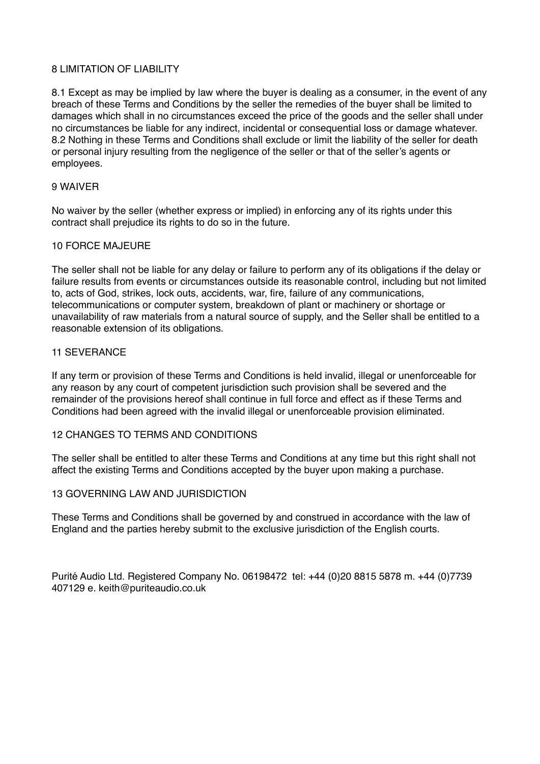## 8 LIMITATION OF LIABILITY

8.1 Except as may be implied by law where the buyer is dealing as a consumer, in the event of any breach of these Terms and Conditions by the seller the remedies of the buyer shall be limited to damages which shall in no circumstances exceed the price of the goods and the seller shall under no circumstances be liable for any indirect, incidental or consequential loss or damage whatever.
8.2 Nothing in these Terms and Conditions shall exclude or limit the liability of the seller for death or personal injury resulting from the negligence of the seller or that of the seller's agents or employees.

## 9 WAIVER

No waiver by the seller (whether express or implied) in enforcing any of its rights under this contract shall prejudice its rights to do so in the future.

## 10 FORCE MAJEURE

The seller shall not be liable for any delay or failure to perform any of its obligations if the delay or failure results from events or circumstances outside its reasonable control, including but not limited to, acts of God, strikes, lock outs, accidents, war, fire, failure of any communications, telecommunications or computer system, breakdown of plant or machinery or shortage or unavailability of raw materials from a natural source of supply, and the Seller shall be entitled to a reasonable extension of its obligations.

## 11 SEVERANCE

If any term or provision of these Terms and Conditions is held invalid, illegal or unenforceable for any reason by any court of competent jurisdiction such provision shall be severed and the remainder of the provisions hereof shall continue in full force and effect as if these Terms and Conditions had been agreed with the invalid illegal or unenforceable provision eliminated.

## 12 CHANGES TO TERMS AND CONDITIONS

The seller shall be entitled to alter these Terms and Conditions at any time but this right shall not affect the existing Terms and Conditions accepted by the buyer upon making a purchase.

## 13 GOVERNING LAW AND JURISDICTION

These Terms and Conditions shall be governed by and construed in accordance with the law of England and the parties hereby submit to the exclusive jurisdiction of the English courts.

Purité Audio Ltd. Registered Company No. 06198472 tel: +44 (0)20 8815 5878 m. +44 (0)7739 407129 e. keith@puriteaudio.co.uk